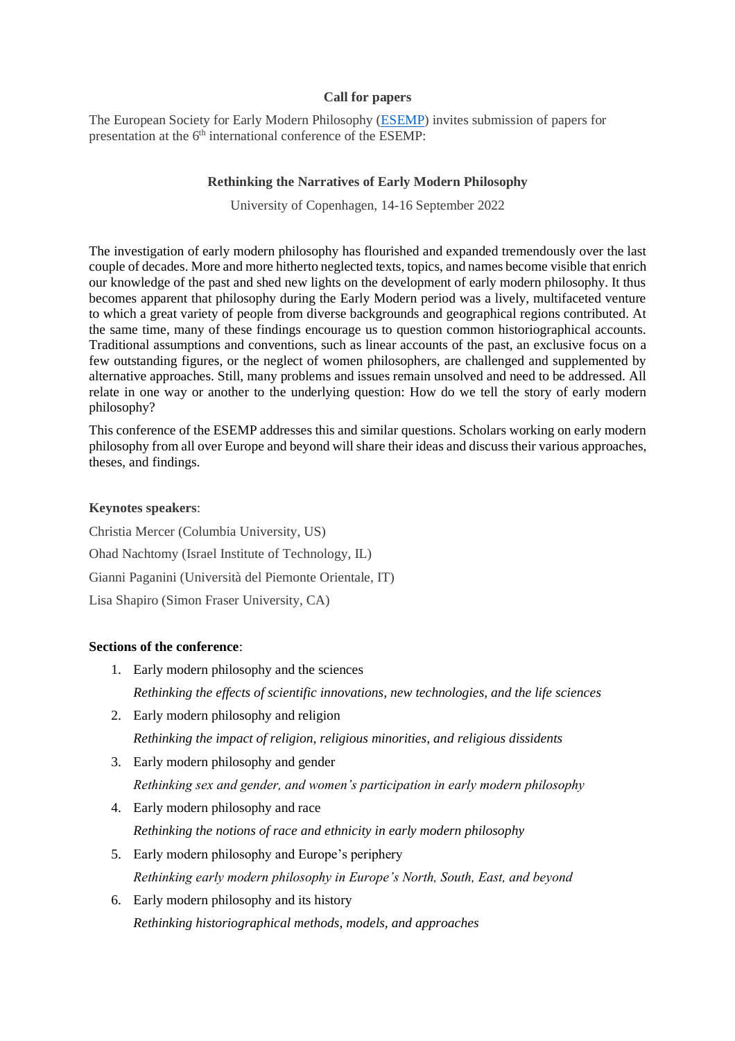**Call for papers**

The European Society for Early Modern Philosophy (ESEMP) invites submission of papers for presentation at the 6th international conference of the ESEMP:

**Rethinking the Narratives of Early Modern Philosophy**

University of Copenhagen, 14-16 September 2022

The investigation of early modern philosophy has flourished and expanded tremendously over the last couple of decades. More and more hitherto neglected texts, topics, and names become visible that enrich our knowledge of the past and shed new lights on the development of early modern philosophy. It thus becomes apparent that philosophy during the Early Modern period was a lively, multifaceted venture to which a great variety of people from diverse backgrounds and geographical regions contributed. At the same time, many of these findings encourage us to question common historiographical accounts. Traditional assumptions and conventions, such as linear accounts of the past, an exclusive focus on a few outstanding figures, or the neglect of women philosophers, are challenged and supplemented by alternative approaches. Still, many problems and issues remain unsolved and need to be addressed. All relate in one way or another to the underlying question: How do we tell the story of early modern philosophy?

This conference of the ESEMP addresses this and similar questions. Scholars working on early modern philosophy from all over Europe and beyond will share their ideas and discuss their various approaches, theses, and findings.

**Keynotes speakers**:

Christia Mercer (Columbia University, US)

Ohad Nachtomy (Israel Institute of Technology, IL)

Gianni Paganini (Università del Piemonte Orientale, IT)

Lisa Shapiro (Simon Fraser University, CA)

**Sections of the conference**:

1. Early modern philosophy and the sciences
   *Rethinking the effects of scientific innovations, new technologies, and the life sciences*
2. Early modern philosophy and religion
   *Rethinking the impact of religion, religious minorities, and religious dissidents*
3. Early modern philosophy and gender
   *Rethinking sex and gender, and women's participation in early modern philosophy*
4. Early modern philosophy and race
   *Rethinking the notions of race and ethnicity in early modern philosophy*
5. Early modern philosophy and Europe's periphery
   *Rethinking early modern philosophy in Europe's North, South, East, and beyond*
6. Early modern philosophy and its history
   *Rethinking historiographical methods, models, and approaches*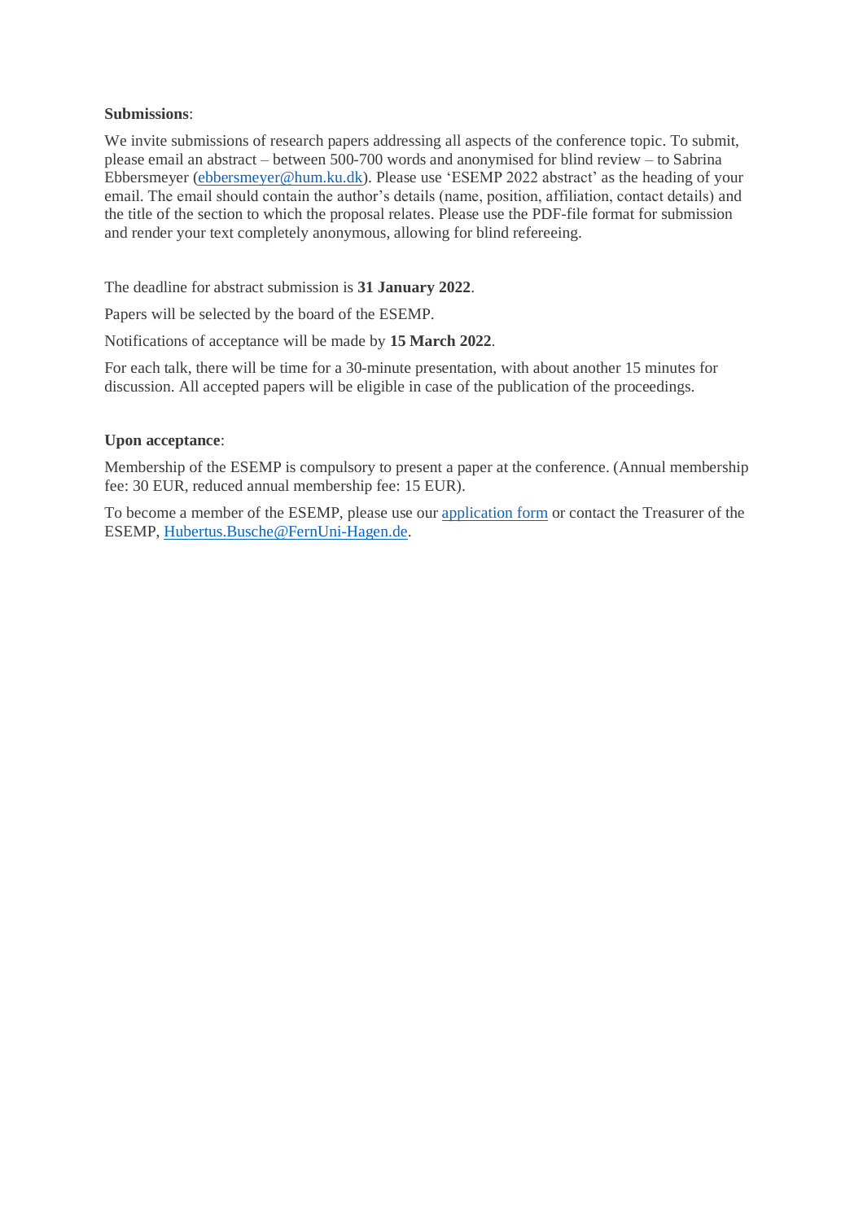**Submissions**:

We invite submissions of research papers addressing all aspects of the conference topic. To submit, please email an abstract – between 500-700 words and anonymised for blind review – to Sabrina Ebbersmeyer (ebbersmeyer@hum.ku.dk). Please use 'ESEMP 2022 abstract' as the heading of your email. The email should contain the author's details (name, position, affiliation, contact details) and the title of the section to which the proposal relates. Please use the PDF-file format for submission and render your text completely anonymous, allowing for blind refereeing.

The deadline for abstract submission is **31 January 2022**.

Papers will be selected by the board of the ESEMP.

Notifications of acceptance will be made by **15 March 2022**.

For each talk, there will be time for a 30-minute presentation, with about another 15 minutes for discussion. All accepted papers will be eligible in case of the publication of the proceedings.

**Upon acceptance**:

Membership of the ESEMP is compulsory to present a paper at the conference. (Annual membership fee: 30 EUR, reduced annual membership fee: 15 EUR).

To become a member of the ESEMP, please use our application form or contact the Treasurer of the ESEMP, Hubertus.Busche@FernUni-Hagen.de.